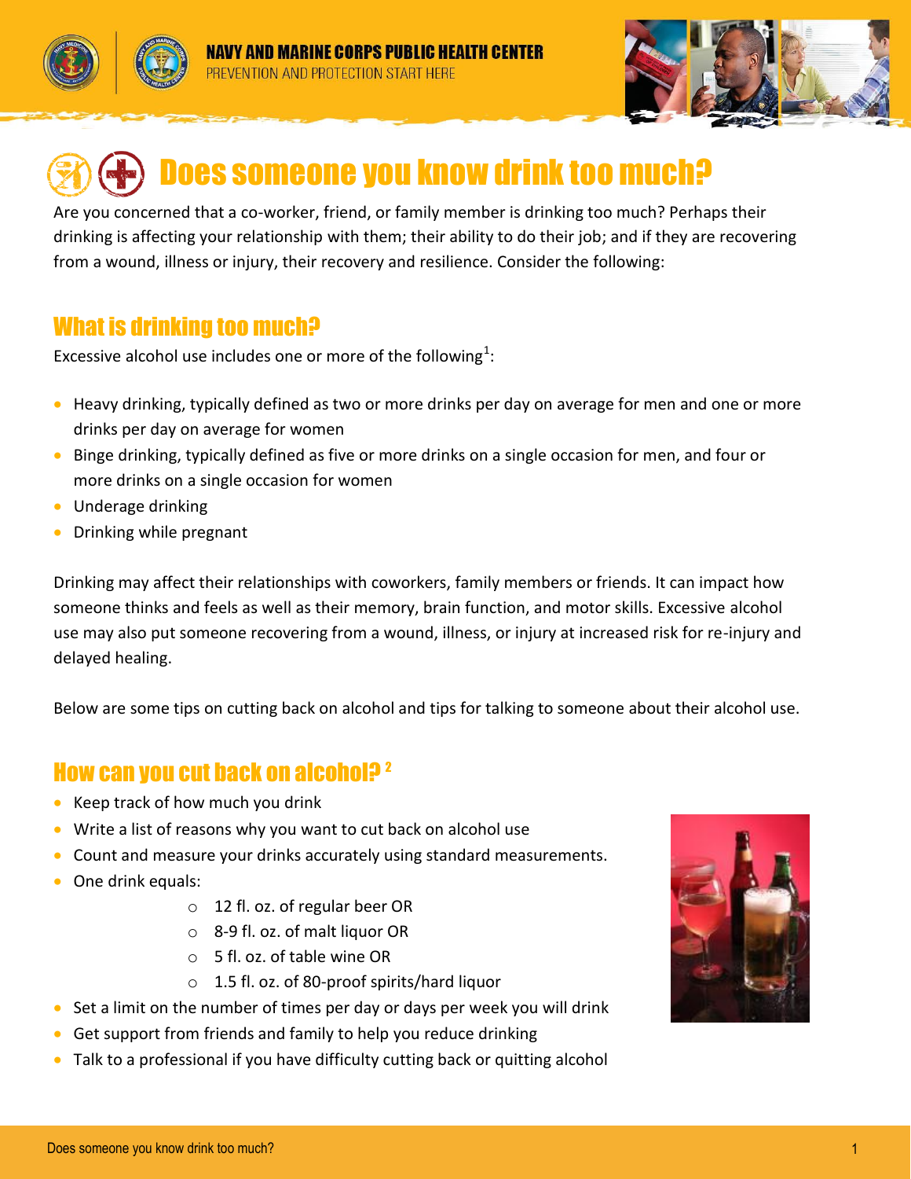NAVY AND MARINE CORPS PUBLIC HEALTH CENTER
PREVENTION AND PROTECTION START HERE

# Does someone you know drink too much?

Are you concerned that a co-worker, friend, or family member is drinking too much? Perhaps their drinking is affecting your relationship with them; their ability to do their job; and if they are recovering from a wound, illness or injury, their recovery and resilience. Consider the following:

## What is drinking too much?

Excessive alcohol use includes one or more of the following[1]:

- Heavy drinking, typically defined as two or more drinks per day on average for men and one or more drinks per day on average for women
- Binge drinking, typically defined as five or more drinks on a single occasion for men, and four or more drinks on a single occasion for women
- Underage drinking
- Drinking while pregnant

Drinking may affect their relationships with coworkers, family members or friends. It can impact how someone thinks and feels as well as their memory, brain function, and motor skills. Excessive alcohol use may also put someone recovering from a wound, illness, or injury at increased risk for re-injury and delayed healing.

Below are some tips on cutting back on alcohol and tips for talking to someone about their alcohol use.

## How can you cut back on alcohol? [2]

- Keep track of how much you drink
- Write a list of reasons why you want to cut back on alcohol use
- Count and measure your drinks accurately using standard measurements.
- One drink equals:
  - 12 fl. oz. of regular beer OR
  - 8-9 fl. oz. of malt liquor OR
  - 5 fl. oz. of table wine OR
  - 1.5 fl. oz. of 80-proof spirits/hard liquor
- Set a limit on the number of times per day or days per week you will drink
- Get support from friends and family to help you reduce drinking
- Talk to a professional if you have difficulty cutting back or quitting alcohol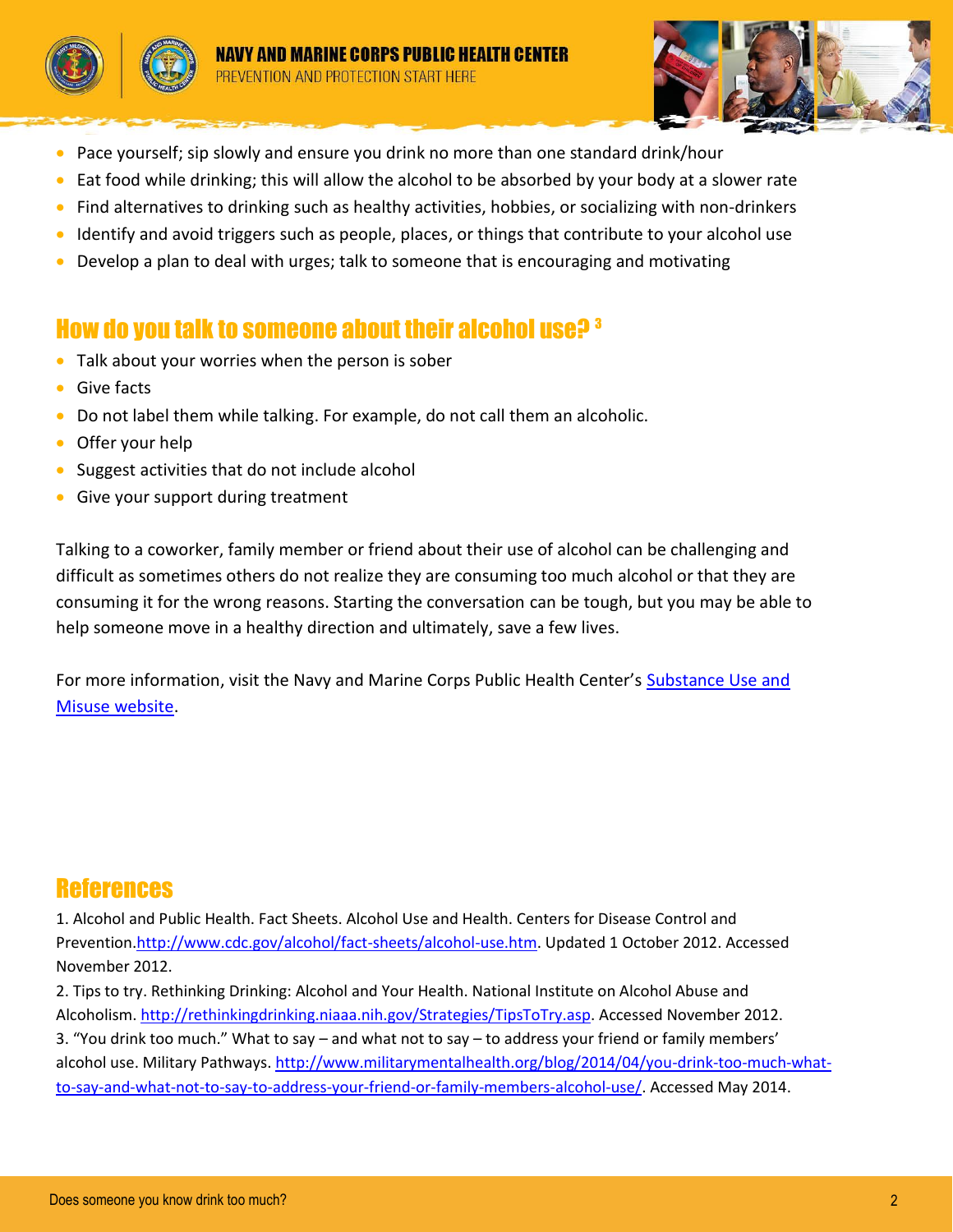- Pace yourself; sip slowly and ensure you drink no more than one standard drink/hour
- Eat food while drinking; this will allow the alcohol to be absorbed by your body at a slower rate
- Find alternatives to drinking such as healthy activities, hobbies, or socializing with non-drinkers
- Identify and avoid triggers such as people, places, or things that contribute to your alcohol use
- Develop a plan to deal with urges; talk to someone that is encouraging and motivating

## How do you talk to someone about their alcohol use? [3]

- Talk about your worries when the person is sober
- Give facts
- Do not label them while talking. For example, do not call them an alcoholic.
- Offer your help
- Suggest activities that do not include alcohol
- Give your support during treatment

Talking to a coworker, family member or friend about their use of alcohol can be challenging and difficult as sometimes others do not realize they are consuming too much alcohol or that they are consuming it for the wrong reasons. Starting the conversation can be tough, but you may be able to help someone move in a healthy direction and ultimately, save a few lives.

For more information, visit the Navy and Marine Corps Public Health Center's Substance Use and Misuse website.

## References

1. Alcohol and Public Health. Fact Sheets. Alcohol Use and Health. Centers for Disease Control and Prevention.http://www.cdc.gov/alcohol/fact-sheets/alcohol-use.htm. Updated 1 October 2012. Accessed November 2012.
2. Tips to try. Rethinking Drinking: Alcohol and Your Health. National Institute on Alcohol Abuse and Alcoholism. http://rethinkingdrinking.niaaa.nih.gov/Strategies/TipsToTry.asp. Accessed November 2012.
3. "You drink too much." What to say – and what not to say – to address your friend or family members' alcohol use. Military Pathways. http://www.militarymentalhealth.org/blog/2014/04/you-drink-too-much-what-to-say-and-what-not-to-say-to-address-your-friend-or-family-members-alcohol-use/. Accessed May 2014.